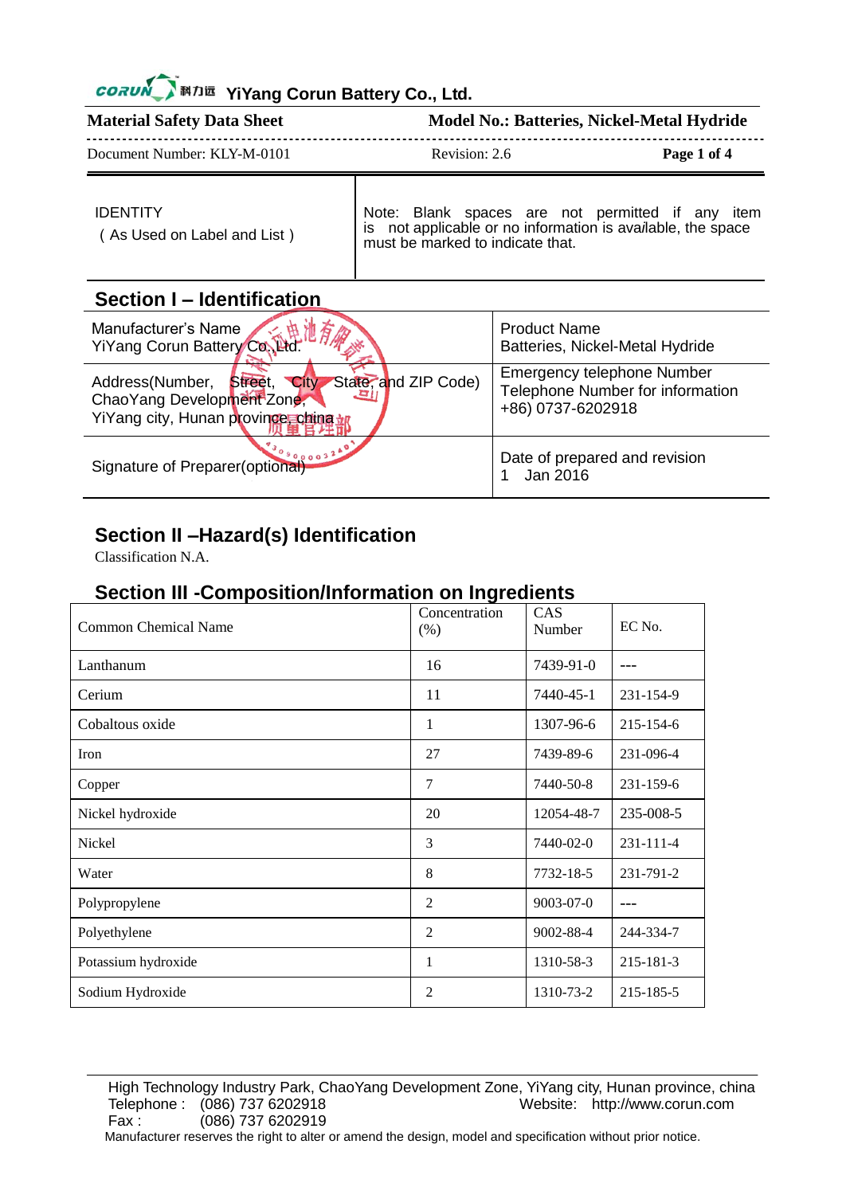YiYang Corun Battery Co., Ltd.

**Material Safety Data Sheet** **Model No.: Batteries, Nickel-Metal Hydride**

Document Number: KLY-M-0101 Revision: 2.6

| | |
|---|---|
| IDENTITY<br>( As Used on Label and List ) | Note: Blank spaces are not permitted if any item is not applicable or no information is available, the space must be marked to indicate that. |

## Section I – Identification

| | |
|---|---|
| Manufacturer's Name<br>YiYang Corun Battery Co., Ltd. | Product Name<br>Batteries, Nickel-Metal Hydride |
| Address(Number, Street, City State, and ZIP Code)<br>ChaoYang Development Zone,<br>YiYang city, Hunan province, china | Emergency telephone Number<br>Telephone Number for information<br>+86) 0737-6202918 |
| Signature of Preparer(optional) | Date of prepared and revision<br>1 Jan 2016 |

## Section II –Hazard(s) Identification

Classification N.A.

## Section III -Composition/Information on Ingredients

| Common Chemical Name | Concentration (%) | CAS Number | EC No. |
|---|---|---|---|
| Lanthanum | 16 | 7439-91-0 | --- |
| Cerium | 11 | 7440-45-1 | 231-154-9 |
| Cobaltous oxide | 1 | 1307-96-6 | 215-154-6 |
| Iron | 27 | 7439-89-6 | 231-096-4 |
| Copper | 7 | 7440-50-8 | 231-159-6 |
| Nickel hydroxide | 20 | 12054-48-7 | 235-008-5 |
| Nickel | 3 | 7440-02-0 | 231-111-4 |
| Water | 8 | 7732-18-5 | 231-791-2 |
| Polypropylene | 2 | 9003-07-0 | --- |
| Polyethylene | 2 | 9002-88-4 | 244-334-7 |
| Potassium hydroxide | 1 | 1310-58-3 | 215-181-3 |
| Sodium Hydroxide | 2 | 1310-73-2 | 215-185-5 |

High Technology Industry Park, ChaoYang Development Zone, YiYang city, Hunan province, china
Telephone : (086) 737 6202918 Website: http://www.corun.com
Fax : (086) 737 6202919
Manufacturer reserves the right to alter or amend the design, model and specification without prior notice.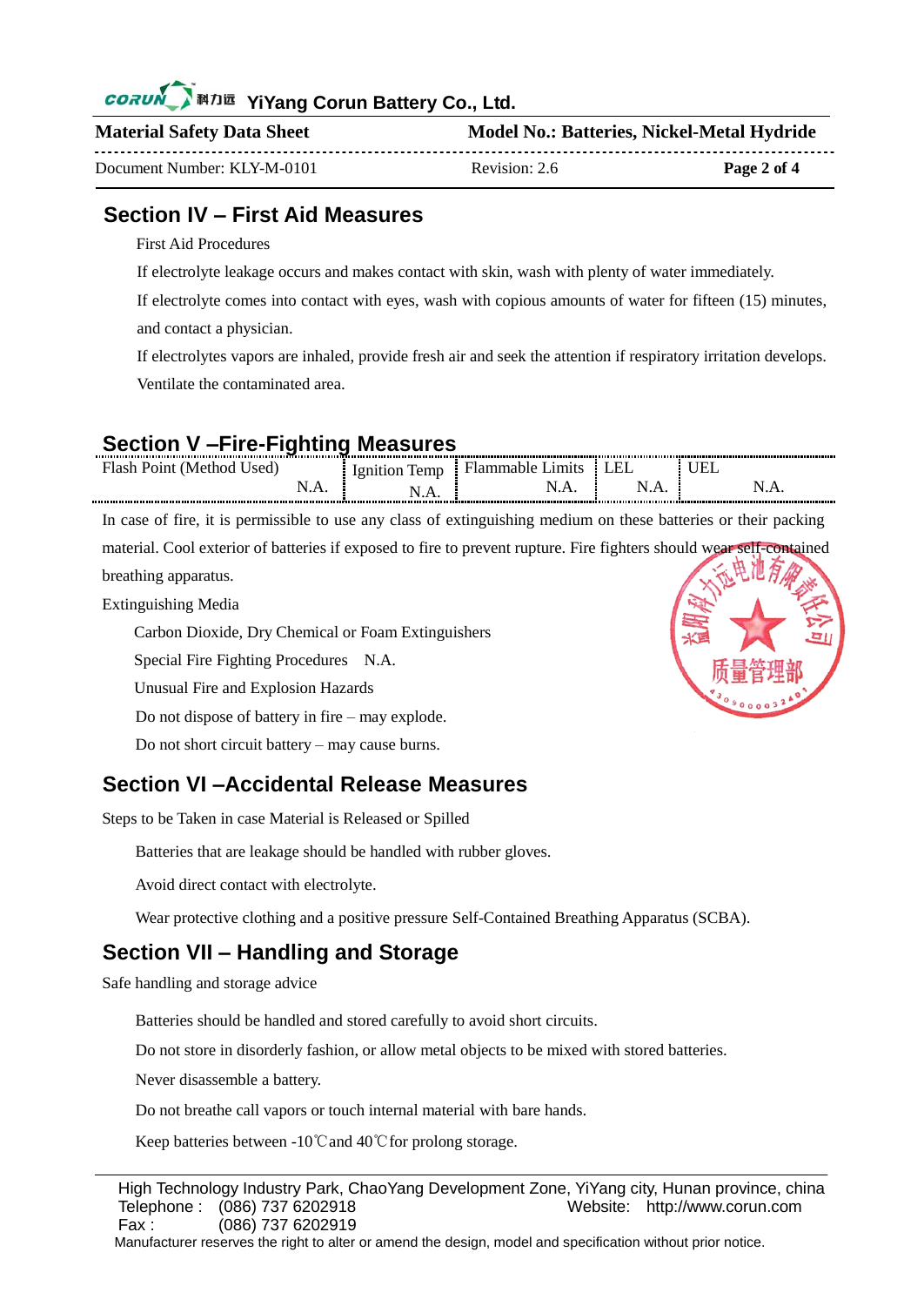## Section IV – First Aid Measures

First Aid Procedures

If electrolyte leakage occurs and makes contact with skin, wash with plenty of water immediately.

If electrolyte comes into contact with eyes, wash with copious amounts of water for fifteen (15) minutes, and contact a physician.

If electrolytes vapors are inhaled, provide fresh air and seek the attention if respiratory irritation develops. Ventilate the contaminated area.

## Section V –Fire-Fighting Measures

| Flash Point (Method Used) | Ignition Temp | Flammable Limits | LEL | UEL |
|---|---|---|---|---|
| N.A. | N.A. | N.A. | N.A. | N.A. |

In case of fire, it is permissible to use any class of extinguishing medium on these batteries or their packing material. Cool exterior of batteries if exposed to fire to prevent rupture. Fire fighters should wear self-contained breathing apparatus.

Extinguishing Media

Carbon Dioxide, Dry Chemical or Foam Extinguishers

Special Fire Fighting Procedures N.A.

Unusual Fire and Explosion Hazards

Do not dispose of battery in fire – may explode.

Do not short circuit battery – may cause burns.

## Section VI –Accidental Release Measures

Steps to be Taken in case Material is Released or Spilled

Batteries that are leakage should be handled with rubber gloves.

Avoid direct contact with electrolyte.

Wear protective clothing and a positive pressure Self-Contained Breathing Apparatus (SCBA).

## Section VII – Handling and Storage

Safe handling and storage advice

Batteries should be handled and stored carefully to avoid short circuits.

Do not store in disorderly fashion, or allow metal objects to be mixed with stored batteries.

Never disassemble a battery.

Do not breathe call vapors or touch internal material with bare hands.

Keep batteries between -10℃and 40℃for prolong storage.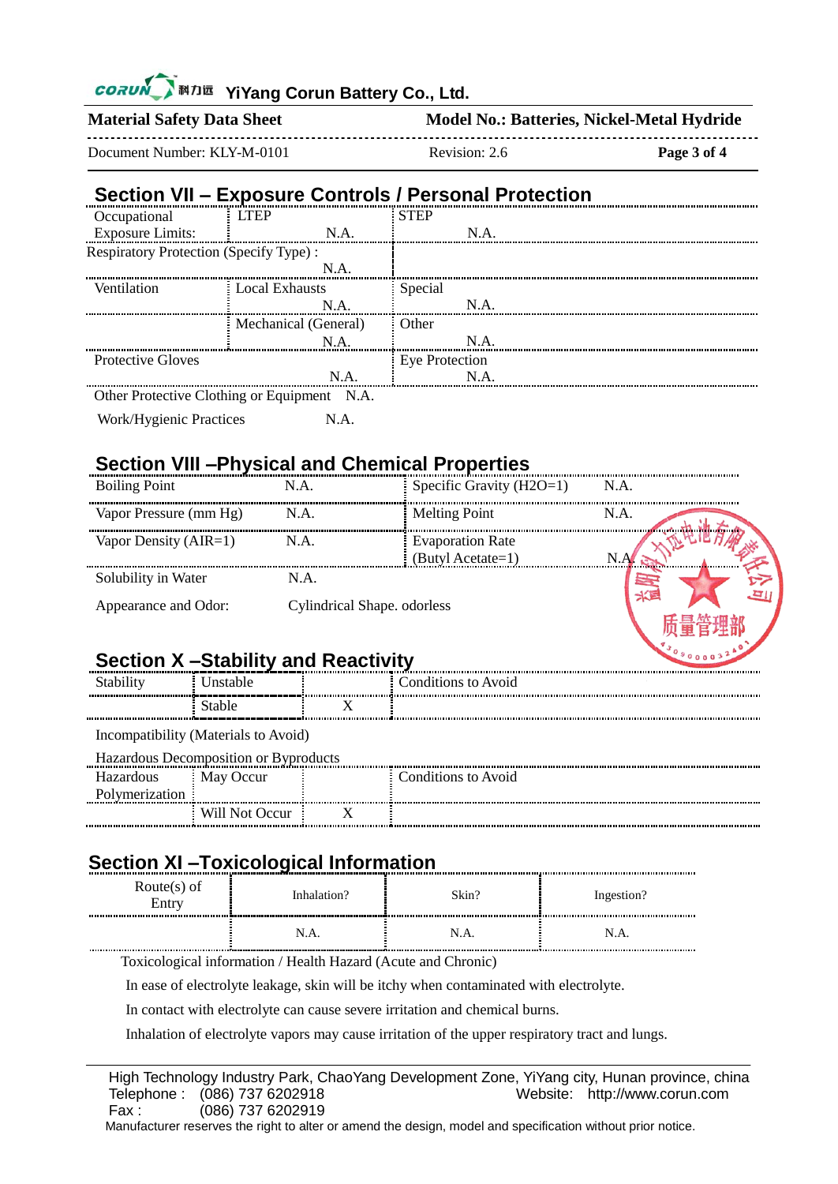## Section VII – Exposure Controls / Personal Protection

| | | |
|---|---|---|
| Occupational Exposure Limits: | LTEP N.A. | STEP N.A. |
| Respiratory Protection (Specify Type) : N.A. | | |
| Ventilation | Local Exhausts N.A. | Special N.A. |
| | Mechanical (General) N.A. | Other N.A. |
| Protective Gloves N.A. | | Eye Protection N.A. |

Other Protective Clothing or Equipment N.A.

Work/Hygienic Practices N.A.

## Section VIII –Physical and Chemical Properties

| | | | |
|---|---|---|---|
| Boiling Point | N.A. | Specific Gravity (H2O=1) | N.A. |
| Vapor Pressure (mm Hg) | N.A. | Melting Point | N.A. |
| Vapor Density (AIR=1) | N.A. | Evaporation Rate (Butyl Acetate=1) | N.A. |
| Solubility in Water | N.A. | | |
| Appearance and Odor: | Cylindrical Shape. odorless | | |

益阳科力远电池有限责任公司 质量管理部 4309000032401

## Section X –Stability and Reactivity

| | | | |
|---|---|---|---|
| Stability | Unstable | | Conditions to Avoid |
| | Stable | X | |

Incompatibility (Materials to Avoid)

Hazardous Decomposition or Byproducts

| | | | |
|---|---|---|---|
| Hazardous Polymerization | May Occur | | Conditions to Avoid |
| | Will Not Occur | X | |

## Section XI –Toxicological Information

| Route(s) of Entry | Inhalation? | Skin? | Ingestion? |
|---|---|---|---|
| | N.A. | N.A. | N.A. |

Toxicological information / Health Hazard (Acute and Chronic)

In ease of electrolyte leakage, skin will be itchy when contaminated with electrolyte.

In contact with electrolyte can cause severe irritation and chemical burns.

Inhalation of electrolyte vapors may cause irritation of the upper respiratory tract and lungs.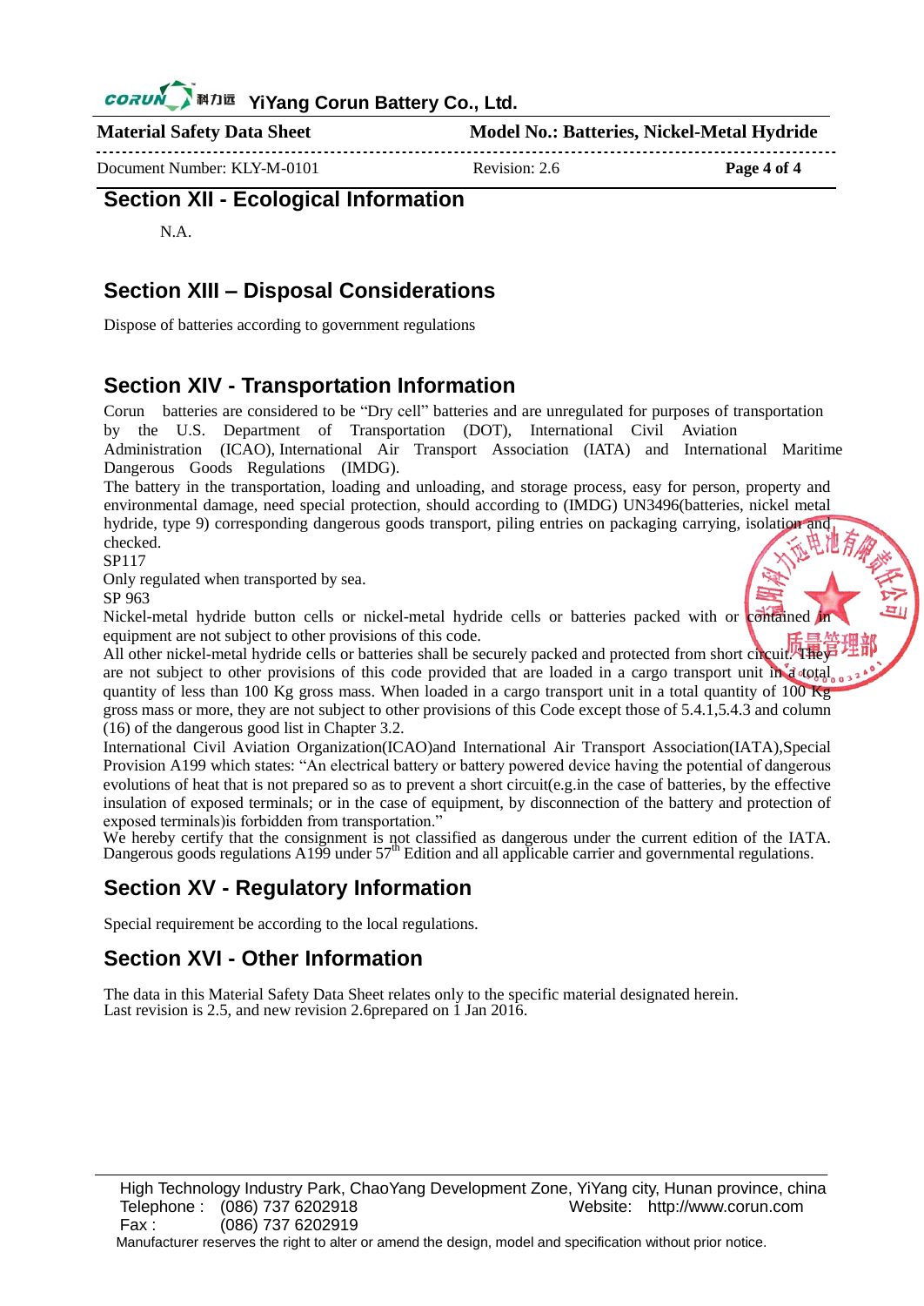## Section XII - Ecological Information

N.A.

## Section XIII – Disposal Considerations

Dispose of batteries according to government regulations

## Section XIV - Transportation Information

Corun batteries are considered to be "Dry cell" batteries and are unregulated for purposes of transportation by the U.S. Department of Transportation (DOT), International Civil Aviation Administration (ICAO), International Air Transport Association (IATA) and International Maritime Dangerous Goods Regulations (IMDG).

The battery in the transportation, loading and unloading, and storage process, easy for person, property and environmental damage, need special protection, should according to (IMDG) UN3496(batteries, nickel metal hydride, type 9) corresponding dangerous goods transport, piling entries on packaging carrying, isolation and checked.

SP117

Only regulated when transported by sea.

SP 963

Nickel-metal hydride button cells or nickel-metal hydride cells or batteries packed with or contained in equipment are not subject to other provisions of this code.

All other nickel-metal hydride cells or batteries shall be securely packed and protected from short circuit. They are not subject to other provisions of this code provided that are loaded in a cargo transport unit in a total quantity of less than 100 Kg gross mass. When loaded in a cargo transport unit in a total quantity of 100 Kg gross mass or more, they are not subject to other provisions of this Code except those of 5.4.1,5.4.3 and column (16) of the dangerous good list in Chapter 3.2.

International Civil Aviation Organization(ICAO)and International Air Transport Association(IATA),Special Provision A199 which states: "An electrical battery or battery powered device having the potential of dangerous evolutions of heat that is not prepared so as to prevent a short circuit(e.g.in the case of batteries, by the effective insulation of exposed terminals; or in the case of equipment, by disconnection of the battery and protection of exposed terminals)is forbidden from transportation."

We hereby certify that the consignment is not classified as dangerous under the current edition of the IATA. Dangerous goods regulations A199 under 57th Edition and all applicable carrier and governmental regulations.

## Section XV - Regulatory Information

Special requirement be according to the local regulations.

## Section XVI - Other Information

The data in this Material Safety Data Sheet relates only to the specific material designated herein.
Last revision is 2.5, and new revision 2.6prepared on 1 Jan 2016.